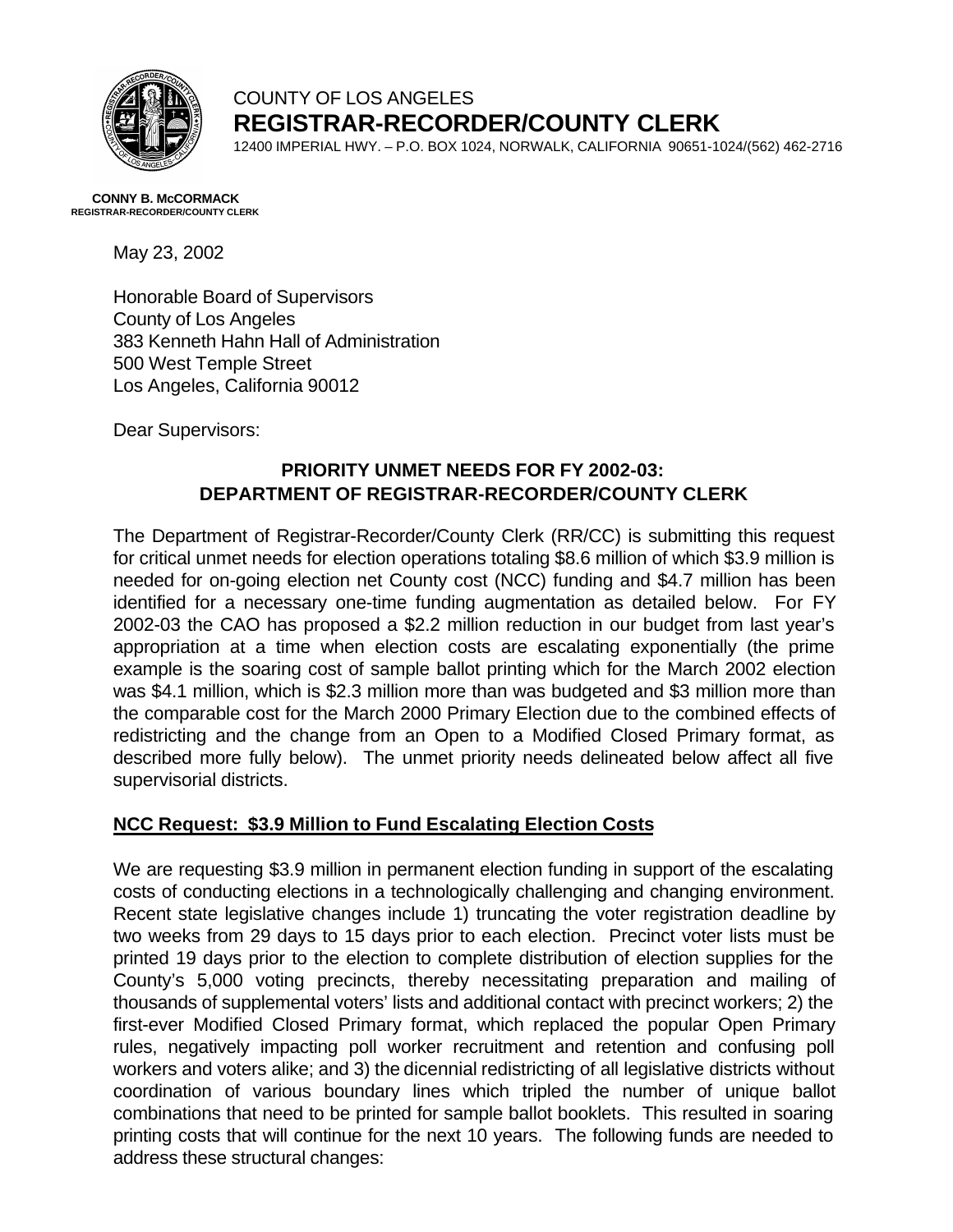COUNTY OF LOS ANGELES

**REGISTRAR-RECORDER/COUNTY CLERK**

12400 IMPERIAL HWY. – P.O. BOX 1024, NORWALK, CALIFORNIA 90651-1024/(562) 462-2716

**CONNY B. McCORMACK**
**REGISTRAR-RECORDER/COUNTY CLERK**

May 23, 2002

Honorable Board of Supervisors
County of Los Angeles
383 Kenneth Hahn Hall of Administration
500 West Temple Street
Los Angeles, California 90012

Dear Supervisors:

**PRIORITY UNMET NEEDS FOR FY 2002-03:
DEPARTMENT OF REGISTRAR-RECORDER/COUNTY CLERK**

The Department of Registrar-Recorder/County Clerk (RR/CC) is submitting this request for critical unmet needs for election operations totaling $8.6 million of which $3.9 million is needed for on-going election net County cost (NCC) funding and $4.7 million has been identified for a necessary one-time funding augmentation as detailed below. For FY 2002-03 the CAO has proposed a $2.2 million reduction in our budget from last year's appropriation at a time when election costs are escalating exponentially (the prime example is the soaring cost of sample ballot printing which for the March 2002 election was $4.1 million, which is $2.3 million more than was budgeted and $3 million more than the comparable cost for the March 2000 Primary Election due to the combined effects of redistricting and the change from an Open to a Modified Closed Primary format, as described more fully below). The unmet priority needs delineated below affect all five supervisorial districts.

**NCC Request: $3.9 Million to Fund Escalating Election Costs**

We are requesting $3.9 million in permanent election funding in support of the escalating costs of conducting elections in a technologically challenging and changing environment. Recent state legislative changes include 1) truncating the voter registration deadline by two weeks from 29 days to 15 days prior to each election. Precinct voter lists must be printed 19 days prior to the election to complete distribution of election supplies for the County's 5,000 voting precincts, thereby necessitating preparation and mailing of thousands of supplemental voters' lists and additional contact with precinct workers; 2) the first-ever Modified Closed Primary format, which replaced the popular Open Primary rules, negatively impacting poll worker recruitment and retention and confusing poll workers and voters alike; and 3) the dicennial redistricting of all legislative districts without coordination of various boundary lines which tripled the number of unique ballot combinations that need to be printed for sample ballot booklets. This resulted in soaring printing costs that will continue for the next 10 years. The following funds are needed to address these structural changes: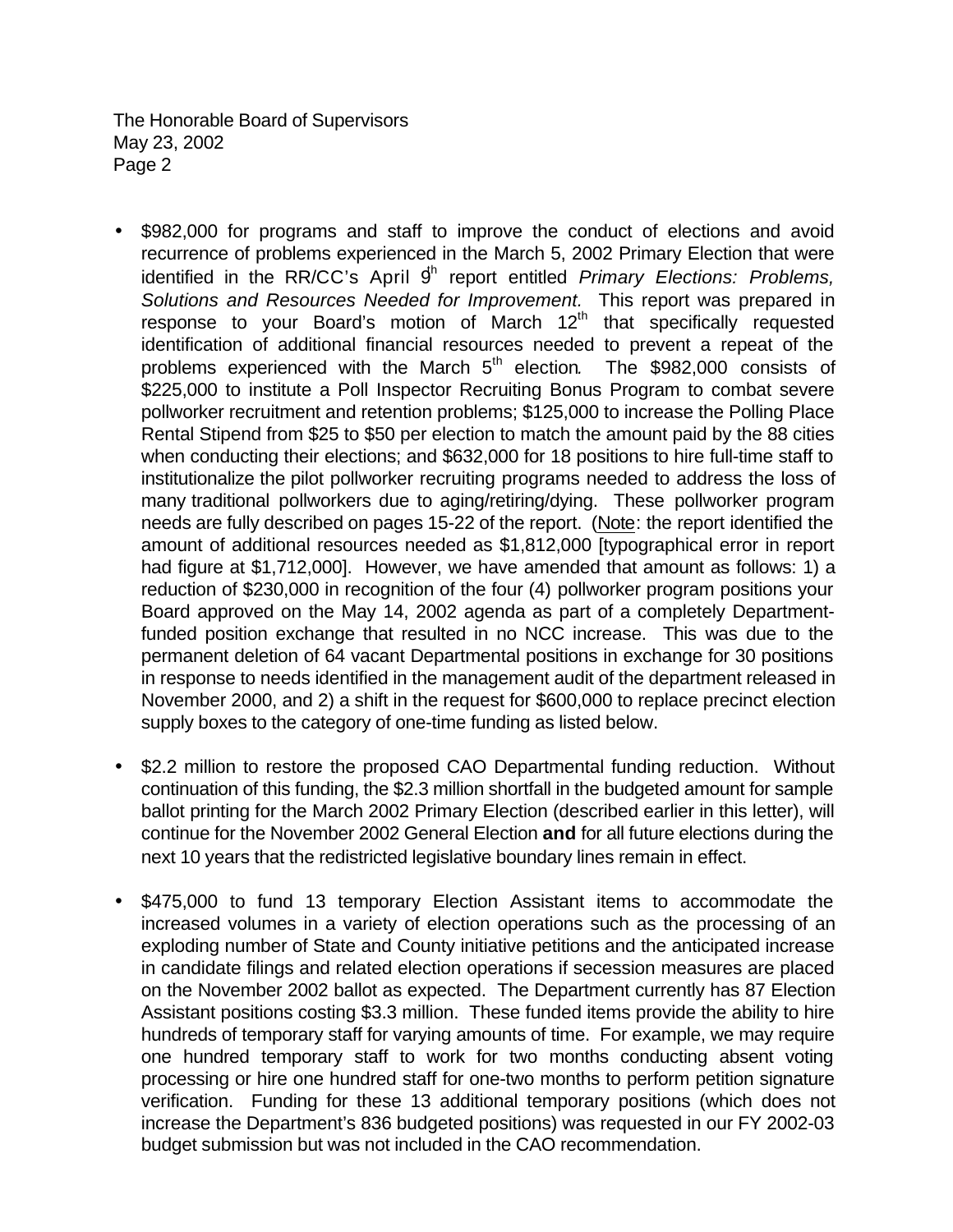The Honorable Board of Supervisors
May 23, 2002
Page 2

- $982,000 for programs and staff to improve the conduct of elections and avoid recurrence of problems experienced in the March 5, 2002 Primary Election that were identified in the RR/CC's April 9th report entitled *Primary Elections: Problems, Solutions and Resources Needed for Improvement*. This report was prepared in response to your Board's motion of March 12th that specifically requested identification of additional financial resources needed to prevent a repeat of the problems experienced with the March 5th election. The $982,000 consists of $225,000 to institute a Poll Inspector Recruiting Bonus Program to combat severe pollworker recruitment and retention problems; $125,000 to increase the Polling Place Rental Stipend from $25 to $50 per election to match the amount paid by the 88 cities when conducting their elections; and $632,000 for 18 positions to hire full-time staff to institutionalize the pilot pollworker recruiting programs needed to address the loss of many traditional pollworkers due to aging/retiring/dying. These pollworker program needs are fully described on pages 15-22 of the report. (<u>Note</u>: the report identified the amount of additional resources needed as $1,812,000 [typographical error in report had figure at $1,712,000]. However, we have amended that amount as follows: 1) a reduction of $230,000 in recognition of the four (4) pollworker program positions your Board approved on the May 14, 2002 agenda as part of a completely Department-funded position exchange that resulted in no NCC increase. This was due to the permanent deletion of 64 vacant Departmental positions in exchange for 30 positions in response to needs identified in the management audit of the department released in November 2000, and 2) a shift in the request for $600,000 to replace precinct election supply boxes to the category of one-time funding as listed below.

- $2.2 million to restore the proposed CAO Departmental funding reduction. Without continuation of this funding, the $2.3 million shortfall in the budgeted amount for sample ballot printing for the March 2002 Primary Election (described earlier in this letter), will continue for the November 2002 General Election **and** for all future elections during the next 10 years that the redistricted legislative boundary lines remain in effect.

- $475,000 to fund 13 temporary Election Assistant items to accommodate the increased volumes in a variety of election operations such as the processing of an exploding number of State and County initiative petitions and the anticipated increase in candidate filings and related election operations if secession measures are placed on the November 2002 ballot as expected. The Department currently has 87 Election Assistant positions costing $3.3 million. These funded items provide the ability to hire hundreds of temporary staff for varying amounts of time. For example, we may require one hundred temporary staff to work for two months conducting absent voting processing or hire one hundred staff for one-two months to perform petition signature verification. Funding for these 13 additional temporary positions (which does not increase the Department's 836 budgeted positions) was requested in our FY 2002-03 budget submission but was not included in the CAO recommendation.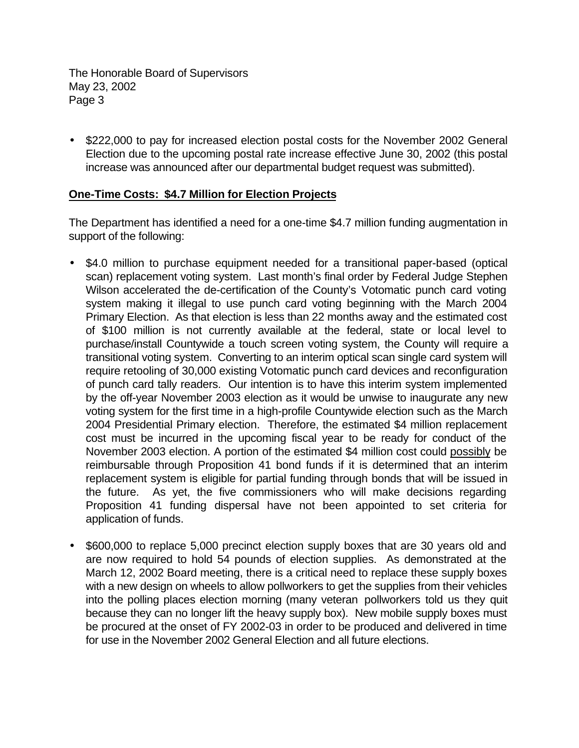- $222,000 to pay for increased election postal costs for the November 2002 General Election due to the upcoming postal rate increase effective June 30, 2002 (this postal increase was announced after our departmental budget request was submitted).

## One-Time Costs: $4.7 Million for Election Projects

The Department has identified a need for a one-time $4.7 million funding augmentation in support of the following:

- $4.0 million to purchase equipment needed for a transitional paper-based (optical scan) replacement voting system. Last month's final order by Federal Judge Stephen Wilson accelerated the de-certification of the County's Votomatic punch card voting system making it illegal to use punch card voting beginning with the March 2004 Primary Election. As that election is less than 22 months away and the estimated cost of $100 million is not currently available at the federal, state or local level to purchase/install Countywide a touch screen voting system, the County will require a transitional voting system. Converting to an interim optical scan single card system will require retooling of 30,000 existing Votomatic punch card devices and reconfiguration of punch card tally readers. Our intention is to have this interim system implemented by the off-year November 2003 election as it would be unwise to inaugurate any new voting system for the first time in a high-profile Countywide election such as the March 2004 Presidential Primary election. Therefore, the estimated $4 million replacement cost must be incurred in the upcoming fiscal year to be ready for conduct of the November 2003 election. A portion of the estimated $4 million cost could possibly be reimbursable through Proposition 41 bond funds if it is determined that an interim replacement system is eligible for partial funding through bonds that will be issued in the future. As yet, the five commissioners who will make decisions regarding Proposition 41 funding dispersal have not been appointed to set criteria for application of funds.

- $600,000 to replace 5,000 precinct election supply boxes that are 30 years old and are now required to hold 54 pounds of election supplies. As demonstrated at the March 12, 2002 Board meeting, there is a critical need to replace these supply boxes with a new design on wheels to allow pollworkers to get the supplies from their vehicles into the polling places election morning (many veteran pollworkers told us they quit because they can no longer lift the heavy supply box). New mobile supply boxes must be procured at the onset of FY 2002-03 in order to be produced and delivered in time for use in the November 2002 General Election and all future elections.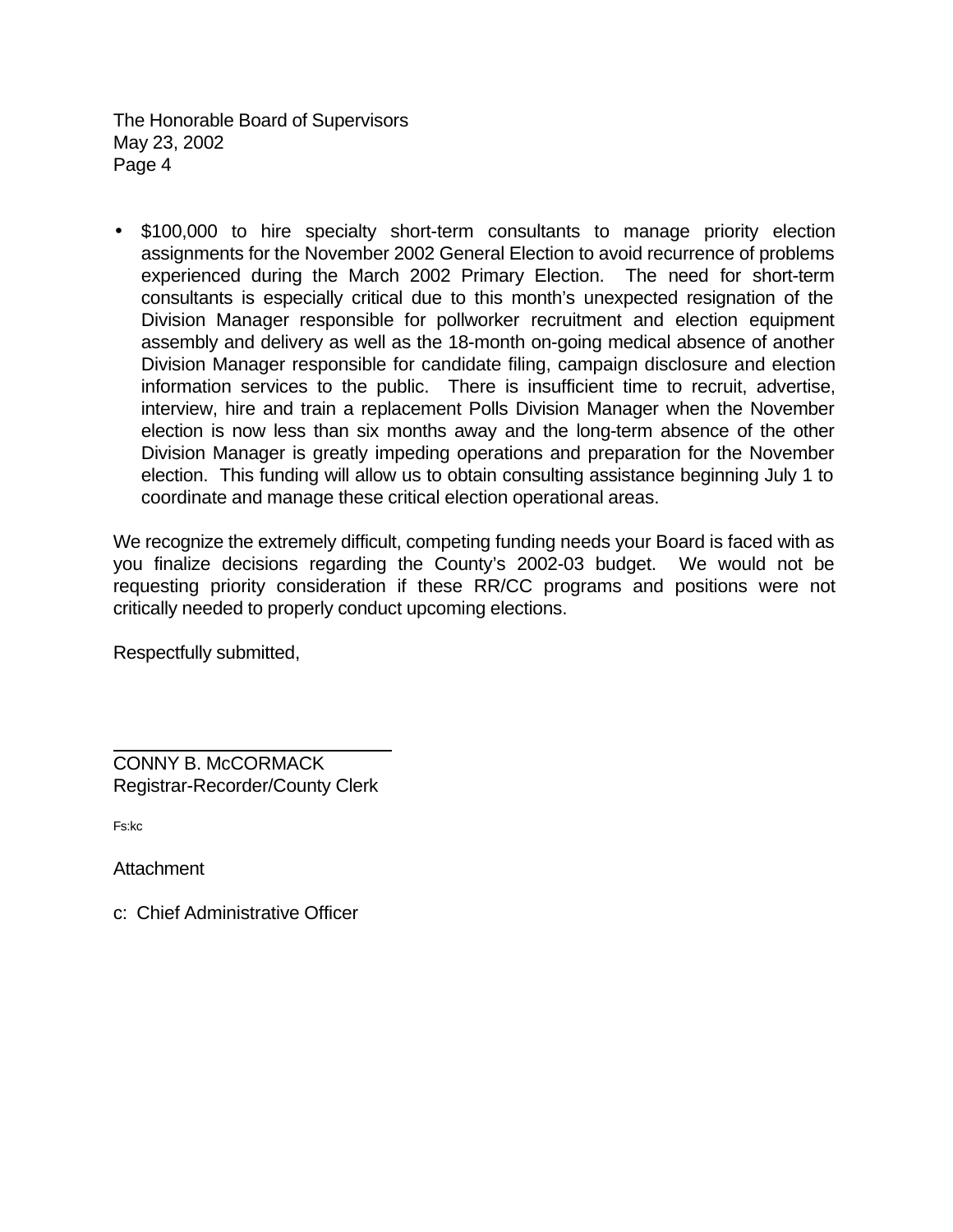- $100,000 to hire specialty short-term consultants to manage priority election assignments for the November 2002 General Election to avoid recurrence of problems experienced during the March 2002 Primary Election. The need for short-term consultants is especially critical due to this month's unexpected resignation of the Division Manager responsible for pollworker recruitment and election equipment assembly and delivery as well as the 18-month on-going medical absence of another Division Manager responsible for candidate filing, campaign disclosure and election information services to the public. There is insufficient time to recruit, advertise, interview, hire and train a replacement Polls Division Manager when the November election is now less than six months away and the long-term absence of the other Division Manager is greatly impeding operations and preparation for the November election. This funding will allow us to obtain consulting assistance beginning July 1 to coordinate and manage these critical election operational areas.

We recognize the extremely difficult, competing funding needs your Board is faced with as you finalize decisions regarding the County's 2002-03 budget. We would not be requesting priority consideration if these RR/CC programs and positions were not critically needed to properly conduct upcoming elections.

Respectfully submitted,

CONNY B. McCORMACK
Registrar-Recorder/County Clerk

Fs:kc

Attachment

c: Chief Administrative Officer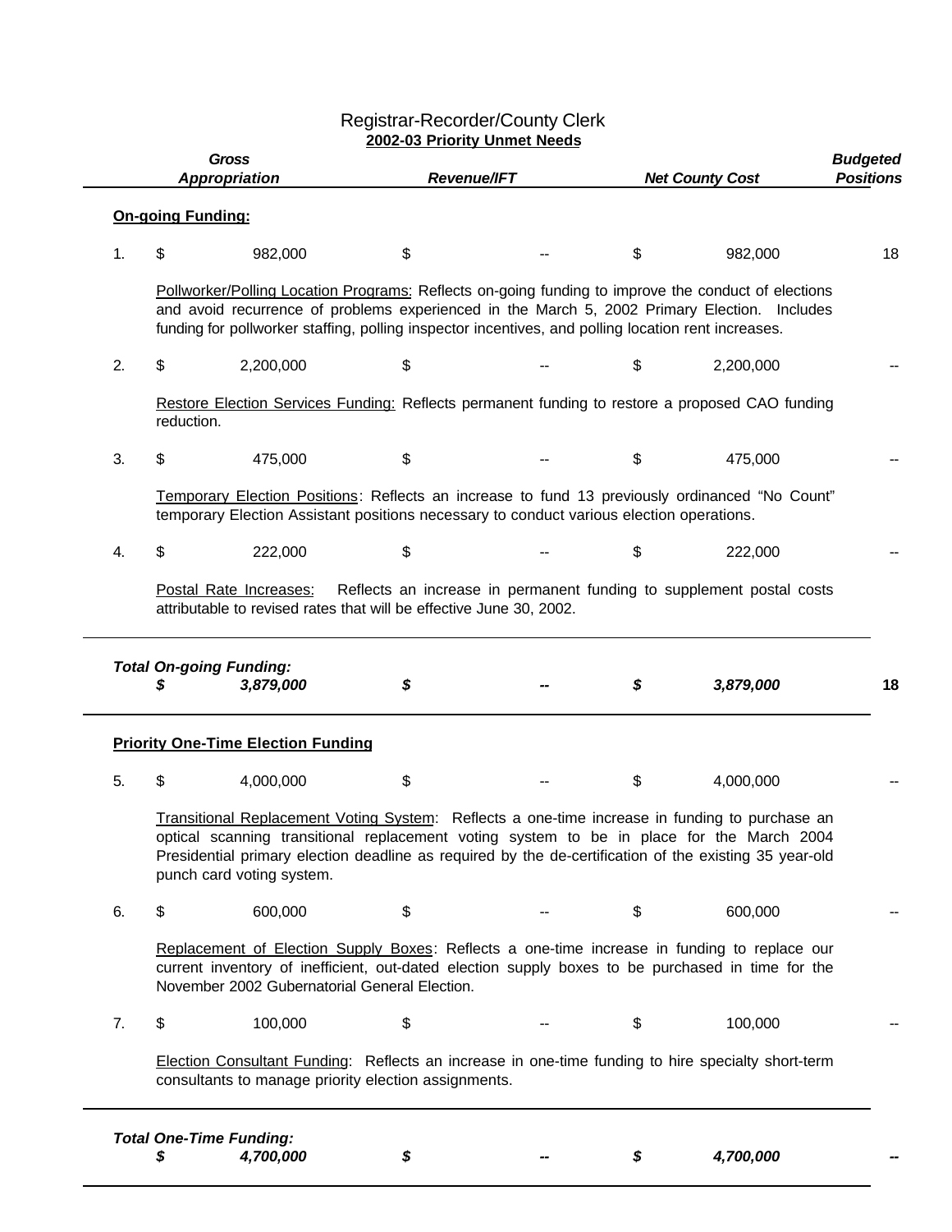# Registrar-Recorder/County Clerk

**2002-03 Priority Unmet Needs**

| | Gross Appropriation | Revenue/IFT | Net County Cost | Budgeted Positions |
|---|---|---|---|---|
| **On-going Funding:** | | | | |
| 1. | $ 982,000 | $ -- | $ 982,000 | 18 |

Pollworker/Polling Location Programs: Reflects on-going funding to improve the conduct of elections and avoid recurrence of problems experienced in the March 5, 2002 Primary Election. Includes funding for pollworker staffing, polling inspector incentives, and polling location rent increases.

| | Gross Appropriation | Revenue/IFT | Net County Cost | Budgeted Positions |
|---|---|---|---|---|
| 2. | $ 2,200,000 | $ -- | $ 2,200,000 | -- |

Restore Election Services Funding: Reflects permanent funding to restore a proposed CAO funding reduction.

| | Gross Appropriation | Revenue/IFT | Net County Cost | Budgeted Positions |
|---|---|---|---|---|
| 3. | $ 475,000 | $ -- | $ 475,000 | -- |

Temporary Election Positions: Reflects an increase to fund 13 previously ordinanced "No Count" temporary Election Assistant positions necessary to conduct various election operations.

| | Gross Appropriation | Revenue/IFT | Net County Cost | Budgeted Positions |
|---|---|---|---|---|
| 4. | $ 222,000 | $ -- | $ 222,000 | -- |

Postal Rate Increases: Reflects an increase in permanent funding to supplement postal costs attributable to revised rates that will be effective June 30, 2002.

| | Gross Appropriation | Revenue/IFT | Net County Cost | Budgeted Positions |
|---|---|---|---|---|
| ***Total On-going Funding:*** | ***$ 3,879,000*** | ***$ --*** | ***$ 3,879,000*** | **18** |

**Priority One-Time Election Funding**

| | Gross Appropriation | Revenue/IFT | Net County Cost | Budgeted Positions |
|---|---|---|---|---|
| 5. | $ 4,000,000 | $ -- | $ 4,000,000 | -- |

Transitional Replacement Voting System: Reflects a one-time increase in funding to purchase an optical scanning transitional replacement voting system to be in place for the March 2004 Presidential primary election deadline as required by the de-certification of the existing 35 year-old punch card voting system.

| | Gross Appropriation | Revenue/IFT | Net County Cost | Budgeted Positions |
|---|---|---|---|---|
| 6. | $ 600,000 | $ -- | $ 600,000 | -- |

Replacement of Election Supply Boxes: Reflects a one-time increase in funding to replace our current inventory of inefficient, out-dated election supply boxes to be purchased in time for the November 2002 Gubernatorial General Election.

| | Gross Appropriation | Revenue/IFT | Net County Cost | Budgeted Positions |
|---|---|---|---|---|
| 7. | $ 100,000 | $ -- | $ 100,000 | -- |

Election Consultant Funding: Reflects an increase in one-time funding to hire specialty short-term consultants to manage priority election assignments.

| | Gross Appropriation | Revenue/IFT | Net County Cost | Budgeted Positions |
|---|---|---|---|---|
| ***Total One-Time Funding:*** | ***$ 4,700,000*** | ***$ --*** | ***$ 4,700,000*** | **--** |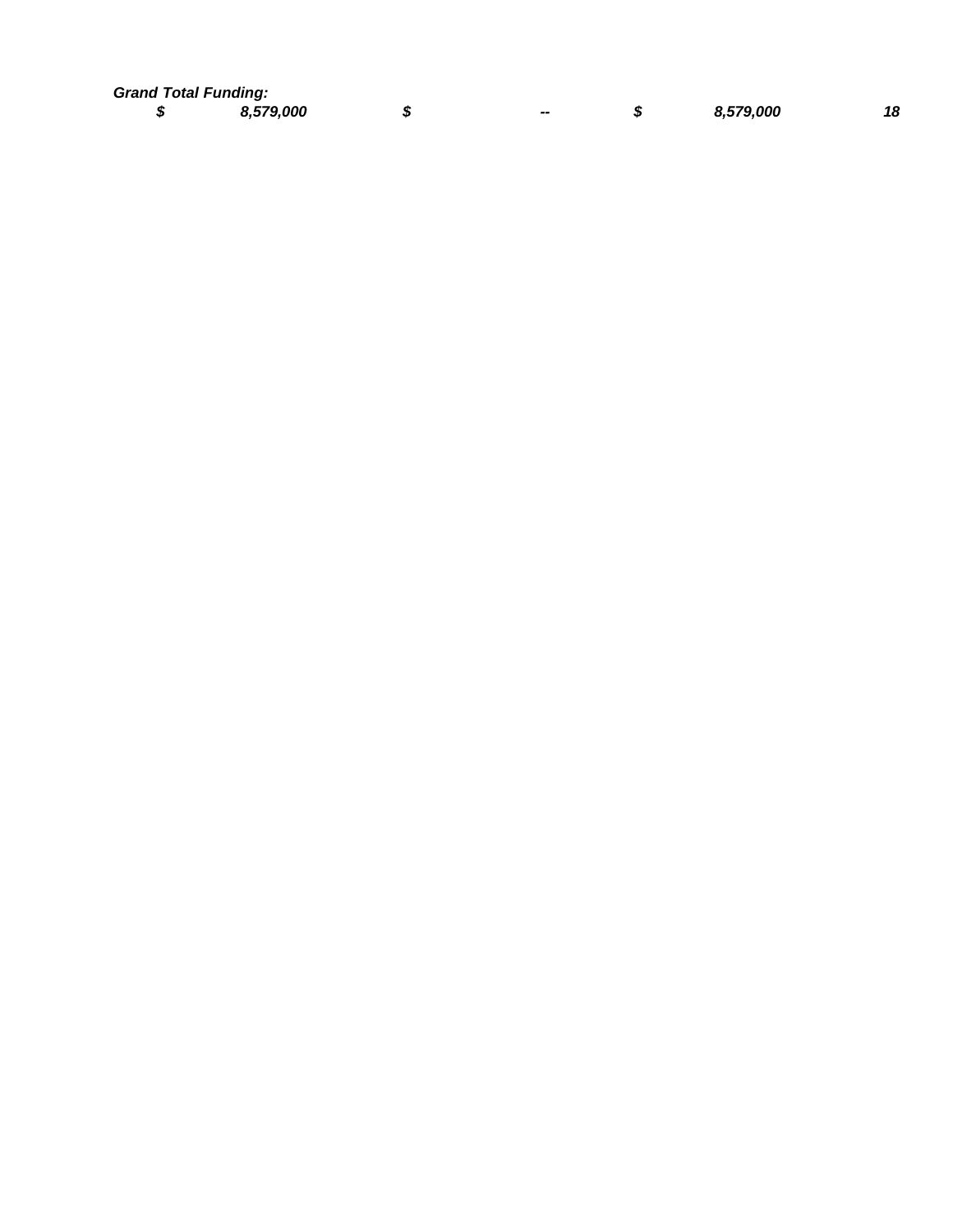***Grand Total Funding:***

| | | | | | | |
|---|---|---|---|---|---|---|
| ***$*** | ***8,579,000*** | ***$*** | ***--*** | ***$*** | ***8,579,000*** | ***18*** |